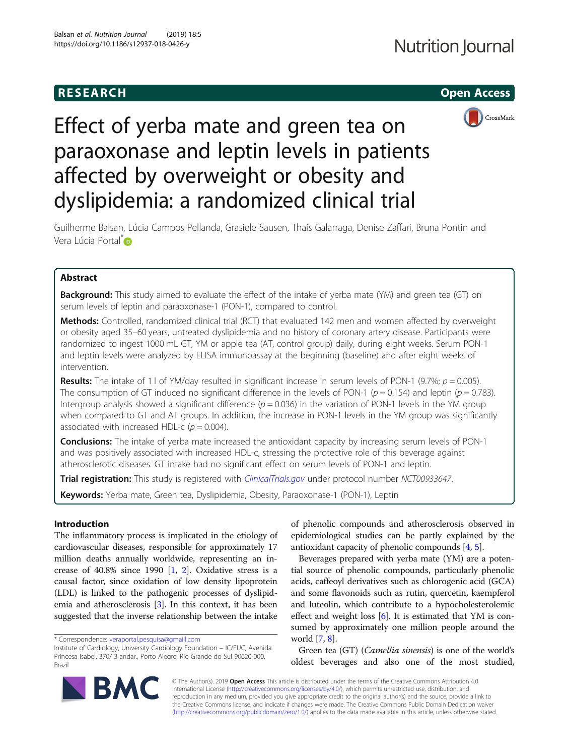**RESEARCH** **Open Access**

# Effect of yerba mate and green tea on paraoxonase and leptin levels in patients affected by overweight or obesity and dyslipidemia: a randomized clinical trial

Guilherme Balsan, Lúcia Campos Pellanda, Grasiele Sausen, Thaís Galarraga, Denise Zaffari, Bruna Pontin and Vera Lúcia Portal*

## Abstract

**Background:** This study aimed to evaluate the effect of the intake of yerba mate (YM) and green tea (GT) on serum levels of leptin and paraoxonase-1 (PON-1), compared to control.

**Methods:** Controlled, randomized clinical trial (RCT) that evaluated 142 men and women affected by overweight or obesity aged 35–60 years, untreated dyslipidemia and no history of coronary artery disease. Participants were randomized to ingest 1000 mL GT, YM or apple tea (AT, control group) daily, during eight weeks. Serum PON-1 and leptin levels were analyzed by ELISA immunoassay at the beginning (baseline) and after eight weeks of intervention.

**Results:** The intake of 1 l of YM/day resulted in significant increase in serum levels of PON-1 (9.7%; $p = 0.005$). The consumption of GT induced no significant difference in the levels of PON-1 ($p = 0.154$) and leptin ($p = 0.783$). Intergroup analysis showed a significant difference ($p = 0.036$) in the variation of PON-1 levels in the YM group when compared to GT and AT groups. In addition, the increase in PON-1 levels in the YM group was significantly associated with increased HDL-c ($p = 0.004$).

**Conclusions:** The intake of yerba mate increased the antioxidant capacity by increasing serum levels of PON-1 and was positively associated with increased HDL-c, stressing the protective role of this beverage against atherosclerotic diseases. GT intake had no significant effect on serum levels of PON-1 and leptin.

**Trial registration:** This study is registered with *ClinicalTrials.gov* under protocol number *NCT00933647*.

**Keywords:** Yerba mate, Green tea, Dyslipidemia, Obesity, Paraoxonase-1 (PON-1), Leptin

## Introduction

The inflammatory process is implicated in the etiology of cardiovascular diseases, responsible for approximately 17 million deaths annually worldwide, representing an increase of 40.8% since 1990 [1, 2]. Oxidative stress is a causal factor, since oxidation of low density lipoprotein (LDL) is linked to the pathogenic processes of dyslipidemia and atherosclerosis [3]. In this context, it has been suggested that the inverse relationship between the intake of phenolic compounds and atherosclerosis observed in epidemiological studies can be partly explained by the antioxidant capacity of phenolic compounds [4, 5].

Beverages prepared with yerba mate (YM) are a potential source of phenolic compounds, particularly phenolic acids, caffeoyl derivatives such as chlorogenic acid (GCA) and some flavonoids such as rutin, quercetin, kaempferol and luteolin, which contribute to a hypocholesterolemic effect and weight loss [6]. It is estimated that YM is consumed by approximately one million people around the world [7, 8].

Green tea (GT) (*Camellia sinensis*) is one of the world's oldest beverages and also one of the most studied,

* Correspondence: veraportal.pesquisa@gmaill.com
Institute of Cardiology, University Cardiology Foundation – IC/FUC, Avenida Princesa Isabel, 370/ 3 andar., Porto Alegre, Rio Grande do Sul 90620-000, Brazil

© The Author(s). 2019 **Open Access** This article is distributed under the terms of the Creative Commons Attribution 4.0 International License (http://creativecommons.org/licenses/by/4.0/), which permits unrestricted use, distribution, and reproduction in any medium, provided you give appropriate credit to the original author(s) and the source, provide a link to the Creative Commons license, and indicate if changes were made. The Creative Commons Public Domain Dedication waiver (http://creativecommons.org/publicdomain/zero/1.0/) applies to the data made available in this article, unless otherwise stated.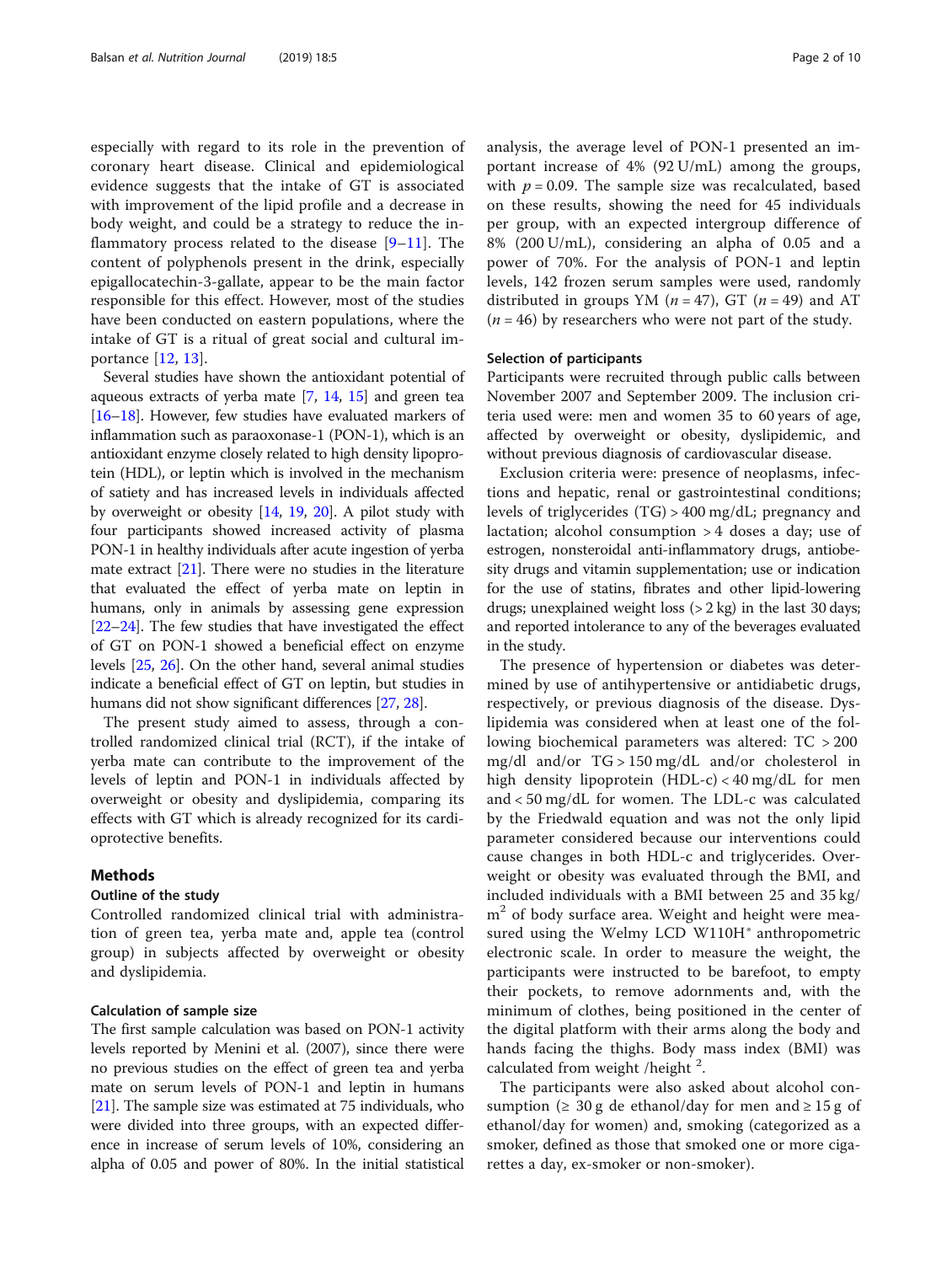especially with regard to its role in the prevention of coronary heart disease. Clinical and epidemiological evidence suggests that the intake of GT is associated with improvement of the lipid profile and a decrease in body weight, and could be a strategy to reduce the inflammatory process related to the disease [9–11]. The content of polyphenols present in the drink, especially epigallocatechin-3-gallate, appear to be the main factor responsible for this effect. However, most of the studies have been conducted on eastern populations, where the intake of GT is a ritual of great social and cultural importance [12, 13].

Several studies have shown the antioxidant potential of aqueous extracts of yerba mate [7, 14, 15] and green tea [16–18]. However, few studies have evaluated markers of inflammation such as paraoxonase-1 (PON-1), which is an antioxidant enzyme closely related to high density lipoprotein (HDL), or leptin which is involved in the mechanism of satiety and has increased levels in individuals affected by overweight or obesity [14, 19, 20]. A pilot study with four participants showed increased activity of plasma PON-1 in healthy individuals after acute ingestion of yerba mate extract [21]. There were no studies in the literature that evaluated the effect of yerba mate on leptin in humans, only in animals by assessing gene expression [22–24]. The few studies that have investigated the effect of GT on PON-1 showed a beneficial effect on enzyme levels [25, 26]. On the other hand, several animal studies indicate a beneficial effect of GT on leptin, but studies in humans did not show significant differences [27, 28].

The present study aimed to assess, through a controlled randomized clinical trial (RCT), if the intake of yerba mate can contribute to the improvement of the levels of leptin and PON-1 in individuals affected by overweight or obesity and dyslipidemia, comparing its effects with GT which is already recognized for its cardioprotective benefits.

## Methods

### Outline of the study

Controlled randomized clinical trial with administration of green tea, yerba mate and, apple tea (control group) in subjects affected by overweight or obesity and dyslipidemia.

### Calculation of sample size

The first sample calculation was based on PON-1 activity levels reported by Menini et al. (2007), since there were no previous studies on the effect of green tea and yerba mate on serum levels of PON-1 and leptin in humans [21]. The sample size was estimated at 75 individuals, who were divided into three groups, with an expected difference in increase of serum levels of 10%, considering an alpha of 0.05 and power of 80%. In the initial statistical analysis, the average level of PON-1 presented an important increase of 4% (92 U/mL) among the groups, with $p = 0.09$. The sample size was recalculated, based on these results, showing the need for 45 individuals per group, with an expected intergroup difference of 8% (200 U/mL), considering an alpha of 0.05 and a power of 70%. For the analysis of PON-1 and leptin levels, 142 frozen serum samples were used, randomly distributed in groups YM ($n = 47$), GT ($n = 49$) and AT ($n = 46$) by researchers who were not part of the study.

### Selection of participants

Participants were recruited through public calls between November 2007 and September 2009. The inclusion criteria used were: men and women 35 to 60 years of age, affected by overweight or obesity, dyslipidemic, and without previous diagnosis of cardiovascular disease.

Exclusion criteria were: presence of neoplasms, infections and hepatic, renal or gastrointestinal conditions; levels of triglycerides (TG) > 400 mg/dL; pregnancy and lactation; alcohol consumption > 4 doses a day; use of estrogen, nonsteroidal anti-inflammatory drugs, antiobesity drugs and vitamin supplementation; use or indication for the use of statins, fibrates and other lipid-lowering drugs; unexplained weight loss (> 2 kg) in the last 30 days; and reported intolerance to any of the beverages evaluated in the study.

The presence of hypertension or diabetes was determined by use of antihypertensive or antidiabetic drugs, respectively, or previous diagnosis of the disease. Dyslipidemia was considered when at least one of the following biochemical parameters was altered: TC > 200 mg/dl and/or TG > 150 mg/dL and/or cholesterol in high density lipoprotein (HDL-c) < 40 mg/dL for men and < 50 mg/dL for women. The LDL-c was calculated by the Friedwald equation and was not the only lipid parameter considered because our interventions could cause changes in both HDL-c and triglycerides. Overweight or obesity was evaluated through the BMI, and included individuals with a BMI between 25 and 35 kg/m$^2$ of body surface area. Weight and height were measured using the Welmy LCD W110H® anthropometric electronic scale. In order to measure the weight, the participants were instructed to be barefoot, to empty their pockets, to remove adornments and, with the minimum of clothes, being positioned in the center of the digital platform with their arms along the body and hands facing the thighs. Body mass index (BMI) was calculated from weight /height $^2$.

The participants were also asked about alcohol consumption (≥ 30 g de ethanol/day for men and ≥ 15 g of ethanol/day for women) and, smoking (categorized as a smoker, defined as those that smoked one or more cigarettes a day, ex-smoker or non-smoker).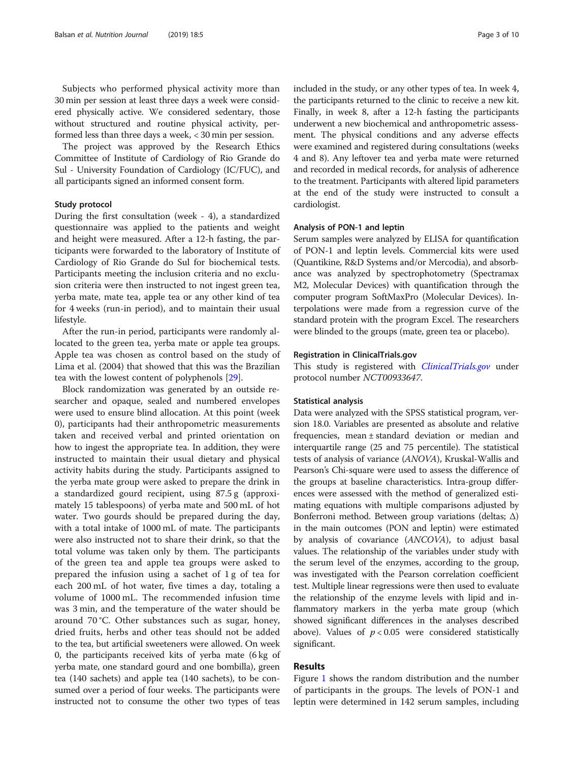Subjects who performed physical activity more than 30 min per session at least three days a week were considered physically active. We considered sedentary, those without structured and routine physical activity, performed less than three days a week, < 30 min per session.

The project was approved by the Research Ethics Committee of Institute of Cardiology of Rio Grande do Sul - University Foundation of Cardiology (IC/FUC), and all participants signed an informed consent form.

### Study protocol

During the first consultation (week - 4), a standardized questionnaire was applied to the patients and weight and height were measured. After a 12-h fasting, the participants were forwarded to the laboratory of Institute of Cardiology of Rio Grande do Sul for biochemical tests. Participants meeting the inclusion criteria and no exclusion criteria were then instructed to not ingest green tea, yerba mate, mate tea, apple tea or any other kind of tea for 4 weeks (run-in period), and to maintain their usual lifestyle.

After the run-in period, participants were randomly allocated to the green tea, yerba mate or apple tea groups. Apple tea was chosen as control based on the study of Lima et al. (2004) that showed that this was the Brazilian tea with the lowest content of polyphenols [29].

Block randomization was generated by an outside researcher and opaque, sealed and numbered envelopes were used to ensure blind allocation. At this point (week 0), participants had their anthropometric measurements taken and received verbal and printed orientation on how to ingest the appropriate tea. In addition, they were instructed to maintain their usual dietary and physical activity habits during the study. Participants assigned to the yerba mate group were asked to prepare the drink in a standardized gourd recipient, using 87.5 g (approximately 15 tablespoons) of yerba mate and 500 mL of hot water. Two gourds should be prepared during the day, with a total intake of 1000 mL of mate. The participants were also instructed not to share their drink, so that the total volume was taken only by them. The participants of the green tea and apple tea groups were asked to prepared the infusion using a sachet of 1 g of tea for each 200 mL of hot water, five times a day, totaling a volume of 1000 mL. The recommended infusion time was 3 min, and the temperature of the water should be around 70 °C. Other substances such as sugar, honey, dried fruits, herbs and other teas should not be added to the tea, but artificial sweeteners were allowed. On week 0, the participants received kits of yerba mate (6 kg of yerba mate, one standard gourd and one bombilla), green tea (140 sachets) and apple tea (140 sachets), to be consumed over a period of four weeks. The participants were instructed not to consume the other two types of teas included in the study, or any other types of tea. In week 4, the participants returned to the clinic to receive a new kit. Finally, in week 8, after a 12-h fasting the participants underwent a new biochemical and anthropometric assessment. The physical conditions and any adverse effects were examined and registered during consultations (weeks 4 and 8). Any leftover tea and yerba mate were returned and recorded in medical records, for analysis of adherence to the treatment. Participants with altered lipid parameters at the end of the study were instructed to consult a cardiologist.

### Analysis of PON-1 and leptin

Serum samples were analyzed by ELISA for quantification of PON-1 and leptin levels. Commercial kits were used (Quantikine, R&D Systems and/or Mercodia), and absorbance was analyzed by spectrophotometry (Spectramax M2, Molecular Devices) with quantification through the computer program SoftMaxPro (Molecular Devices). Interpolations were made from a regression curve of the standard protein with the program Excel. The researchers were blinded to the groups (mate, green tea or placebo).

### Registration in ClinicalTrials.gov

This study is registered with *ClinicalTrials.gov* under protocol number *NCT00933647*.

### Statistical analysis

Data were analyzed with the SPSS statistical program, version 18.0. Variables are presented as absolute and relative frequencies, mean ± standard deviation or median and interquartile range (25 and 75 percentile). The statistical tests of analysis of variance (*ANOVA*), Kruskal-Wallis and Pearson's Chi-square were used to assess the difference of the groups at baseline characteristics. Intra-group differences were assessed with the method of generalized estimating equations with multiple comparisons adjusted by Bonferroni method. Between group variations (deltas; Δ) in the main outcomes (PON and leptin) were estimated by analysis of covariance (*ANCOVA*), to adjust basal values. The relationship of the variables under study with the serum level of the enzymes, according to the group, was investigated with the Pearson correlation coefficient test. Multiple linear regressions were then used to evaluate the relationship of the enzyme levels with lipid and inflammatory markers in the yerba mate group (which showed significant differences in the analyses described above). Values of $p < 0.05$ were considered statistically significant.

## Results

Figure 1 shows the random distribution and the number of participants in the groups. The levels of PON-1 and leptin were determined in 142 serum samples, including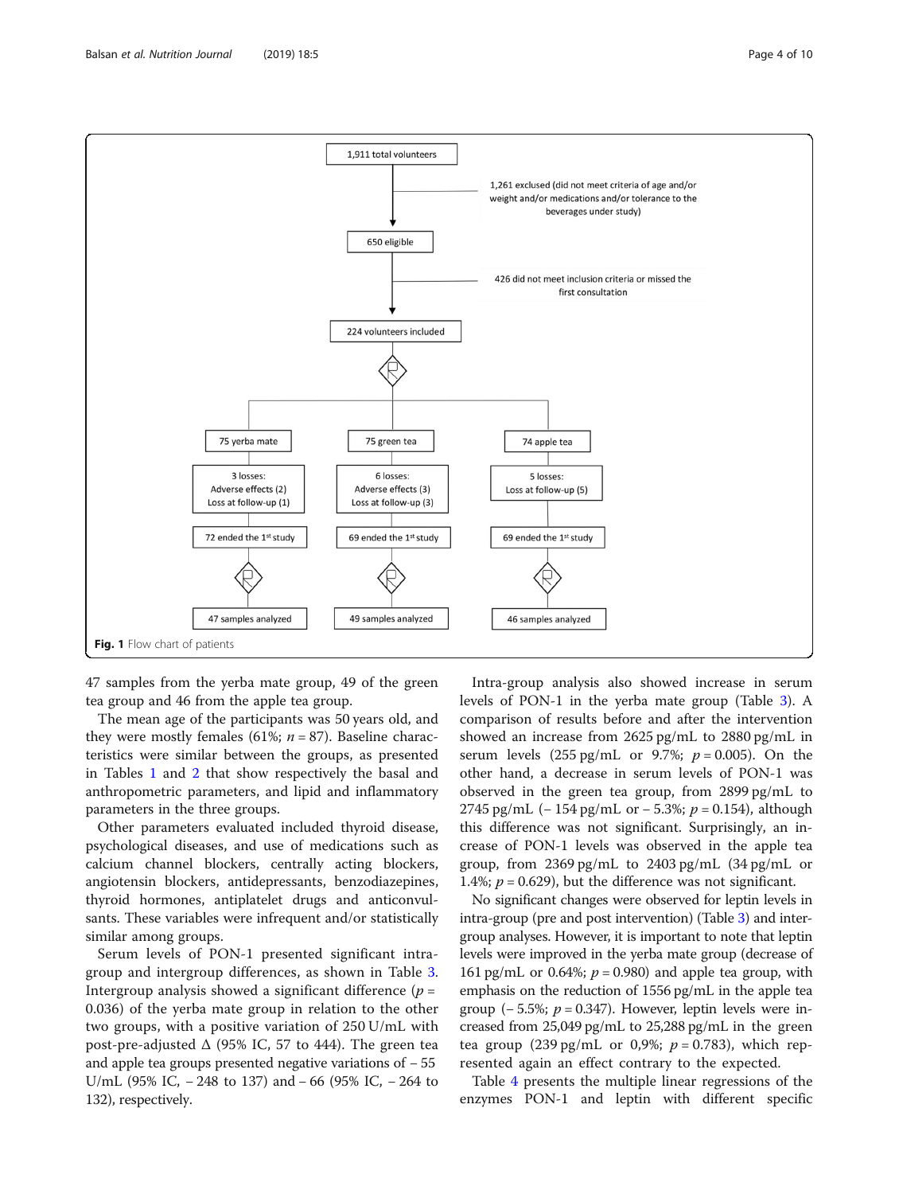Fig. 1 Flow chart of patients

47 samples from the yerba mate group, 49 of the green tea group and 46 from the apple tea group.

The mean age of the participants was 50 years old, and they were mostly females (61%; $n = 87$). Baseline characteristics were similar between the groups, as presented in Tables 1 and 2 that show respectively the basal and anthropometric parameters, and lipid and inflammatory parameters in the three groups.

Other parameters evaluated included thyroid disease, psychological diseases, and use of medications such as calcium channel blockers, centrally acting blockers, angiotensin blockers, antidepressants, benzodiazepines, thyroid hormones, antiplatelet drugs and anticonvulsants. These variables were infrequent and/or statistically similar among groups.

Serum levels of PON-1 presented significant intra-group and intergroup differences, as shown in Table 3. Intergroup analysis showed a significant difference ($p = 0.036$) of the yerba mate group in relation to the other two groups, with a positive variation of 250 U/mL with post-pre-adjusted Δ (95% IC, 57 to 444). The green tea and apple tea groups presented negative variations of − 55 U/mL (95% IC, − 248 to 137) and − 66 (95% IC, − 264 to 132), respectively.

Intra-group analysis also showed increase in serum levels of PON-1 in the yerba mate group (Table 3). A comparison of results before and after the intervention showed an increase from 2625 pg/mL to 2880 pg/mL in serum levels (255 pg/mL or 9.7%; $p = 0.005$). On the other hand, a decrease in serum levels of PON-1 was observed in the green tea group, from 2899 pg/mL to 2745 pg/mL (− 154 pg/mL or − 5.3%; $p = 0.154$), although this difference was not significant. Surprisingly, an increase of PON-1 levels was observed in the apple tea group, from 2369 pg/mL to 2403 pg/mL (34 pg/mL or 1.4%; $p = 0.629$), but the difference was not significant.

No significant changes were observed for leptin levels in intra-group (pre and post intervention) (Table 3) and inter-group analyses. However, it is important to note that leptin levels were improved in the yerba mate group (decrease of 161 pg/mL or 0.64%; $p = 0.980$) and apple tea group, with emphasis on the reduction of 1556 pg/mL in the apple tea group (− 5.5%; $p = 0.347$). However, leptin levels were increased from 25,049 pg/mL to 25,288 pg/mL in the green tea group (239 pg/mL or 0,9%; $p = 0.783$), which represented again an effect contrary to the expected.

Table 4 presents the multiple linear regressions of the enzymes PON-1 and leptin with different specific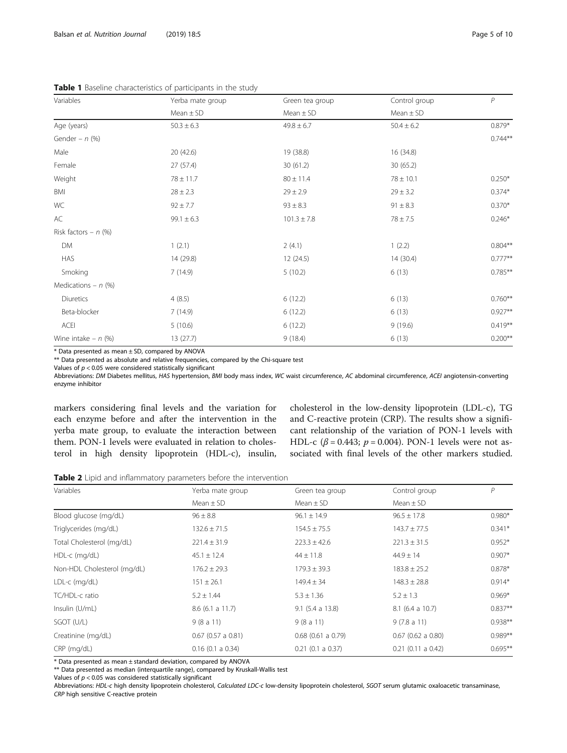**Table 1** Baseline characteristics of participants in the study

| Variables | Yerba mate group | Green tea group | Control group | P |
|---|---|---|---|---|
| | Mean ± SD | Mean ± SD | Mean ± SD | |
| Age (years) | 50.3 ± 6.3 | 49.8 ± 6.7 | 50.4 ± 6.2 | 0.879* |
| Gender – n (%) | | | | 0.744** |
| Male | 20 (42.6) | 19 (38.8) | 16 (34.8) | |
| Female | 27 (57.4) | 30 (61.2) | 30 (65.2) | |
| Weight | 78 ± 11.7 | 80 ± 11.4 | 78 ± 10.1 | 0.250* |
| BMI | 28 ± 2.3 | 29 ± 2.9 | 29 ± 3.2 | 0.374* |
| WC | 92 ± 7.7 | 93 ± 8.3 | 91 ± 8.3 | 0.370* |
| AC | 99.1 ± 6.3 | 101.3 ± 7.8 | 78 ± 7.5 | 0.246* |
| Risk factors – n (%) | | | | |
| DM | 1 (2.1) | 2 (4.1) | 1 (2.2) | 0.804** |
| HAS | 14 (29.8) | 12 (24.5) | 14 (30.4) | 0.777** |
| Smoking | 7 (14.9) | 5 (10.2) | 6 (13) | 0.785** |
| Medications – n (%) | | | | |
| Diuretics | 4 (8.5) | 6 (12.2) | 6 (13) | 0.760** |
| Beta-blocker | 7 (14.9) | 6 (12.2) | 6 (13) | 0.927** |
| ACEI | 5 (10.6) | 6 (12.2) | 9 (19.6) | 0.419** |
| Wine intake – n (%) | 13 (27.7) | 9 (18.4) | 6 (13) | 0.200** |

\* Data presented as mean ± SD, compared by ANOVA
\** Data presented as absolute and relative frequencies, compared by the Chi-square test
Values of $p < 0.05$ were considered statistically significant
Abbreviations: *DM* Diabetes mellitus, *HAS* hypertension, *BMI* body mass index, *WC* waist circumference, *AC* abdominal circumference, *ACEI* angiotensin-converting enzyme inhibitor

markers considering final levels and the variation for each enzyme before and after the intervention in the yerba mate group, to evaluate the interaction between them. PON-1 levels were evaluated in relation to cholesterol in high density lipoprotein (HDL-c), insulin, cholesterol in the low-density lipoprotein (LDL-c), TG and C-reactive protein (CRP). The results show a significant relationship of the variation of PON-1 levels with HDL-c ($\beta = 0.443$; $p = 0.004$). PON-1 levels were not associated with final levels of the other markers studied.

**Table 2** Lipid and inflammatory parameters before the intervention

| Variables | Yerba mate group | Green tea group | Control group | P |
|---|---|---|---|---|
| | Mean ± SD | Mean ± SD | Mean ± SD | |
| Blood glucose (mg/dL) | 96 ± 8.8 | 96.1 ± 14.9 | 96.5 ± 17.8 | 0.980* |
| Triglycerides (mg/dL) | 132.6 ± 71.5 | 154.5 ± 75.5 | 143.7 ± 77.5 | 0.341* |
| Total Cholesterol (mg/dL) | 221.4 ± 31.9 | 223.3 ± 42.6 | 221.3 ± 31.5 | 0.952* |
| HDL-c (mg/dL) | 45.1 ± 12.4 | 44 ± 11.8 | 44.9 ± 14 | 0.907* |
| Non-HDL Cholesterol (mg/dL) | 176.2 ± 29.3 | 179.3 ± 39.3 | 183.8 ± 25.2 | 0.878* |
| LDL-c (mg/dL) | 151 ± 26.1 | 149.4 ± 34 | 148.3 ± 28.8 | 0.914* |
| TC/HDL-c ratio | 5.2 ± 1.44 | 5.3 ± 1.36 | 5.2 ± 1.3 | 0.969* |
| Insulin (U/mL) | 8.6 (6.1 a 11.7) | 9.1 (5.4 a 13.8) | 8.1 (6.4 a 10.7) | 0.837** |
| SGOT (U/L) | 9 (8 a 11) | 9 (8 a 11) | 9 (7.8 a 11) | 0.938** |
| Creatinine (mg/dL) | 0.67 (0.57 a 0.81) | 0.68 (0.61 a 0.79) | 0.67 (0.62 a 0.80) | 0.989** |
| CRP (mg/dL) | 0.16 (0.1 a 0.34) | 0.21 (0.1 a 0.37) | 0.21 (0.11 a 0.42) | 0.695** |

\* Data presented as mean ± standard deviation, compared by ANOVA
\** Data presented as median (interquartile range), compared by Kruskall-Wallis test
Values of $p < 0.05$ was considered statistically significant
Abbreviations: *HDL-c* high density lipoprotein cholesterol, *Calculated LDC-c* low-density lipoprotein cholesterol, *SGOT* serum glutamic oxaloacetic transaminase, *CRP* high sensitive C-reactive protein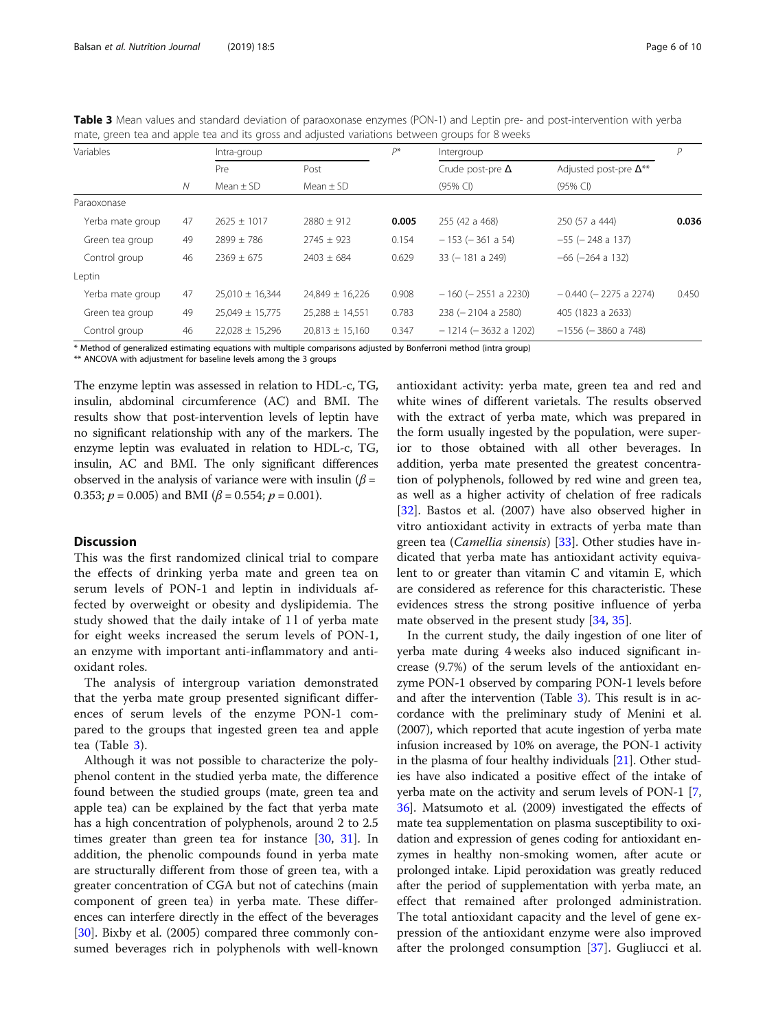**Table 3** Mean values and standard deviation of paraoxonase enzymes (PON-1) and Leptin pre- and post-intervention with yerba mate, green tea and apple tea and its gross and adjusted variations between groups for 8 weeks

| Variables | | Intra-group | | $P$* | Intergroup | | $P$ |
|---|---|---|---|---|---|---|---|
| | | Pre | Post | | Crude post-pre Δ | Adjusted post-pre Δ** | |
| | $N$ | Mean ± SD | Mean ± SD | | (95% CI) | (95% CI) | |
| Paraoxonase | | | | | | | |
| Yerba mate group | 47 | 2625 ± 1017 | 2880 ± 912 | **0.005** | 255 (42 a 468) | 250 (57 a 444) | **0.036** |
| Green tea group | 49 | 2899 ± 786 | 2745 ± 923 | 0.154 | − 153 (− 361 a 54) | −55 (− 248 a 137) | |
| Control group | 46 | 2369 ± 675 | 2403 ± 684 | 0.629 | 33 (− 181 a 249) | −66 (−264 a 132) | |
| Leptin | | | | | | | |
| Yerba mate group | 47 | 25,010 ± 16,344 | 24,849 ± 16,226 | 0.908 | − 160 (− 2551 a 2230) | − 0.440 (− 2275 a 2274) | 0.450 |
| Green tea group | 49 | 25,049 ± 15,775 | 25,288 ± 14,551 | 0.783 | 238 (− 2104 a 2580) | 405 (1823 a 2633) | |
| Control group | 46 | 22,028 ± 15,296 | 20,813 ± 15,160 | 0.347 | − 1214 (− 3632 a 1202) | −1556 (− 3860 a 748) | |

\* Method of generalized estimating equations with multiple comparisons adjusted by Bonferroni method (intra group)

\*\* ANCOVA with adjustment for baseline levels among the 3 groups

The enzyme leptin was assessed in relation to HDL-c, TG, insulin, abdominal circumference (AC) and BMI. The results show that post-intervention levels of leptin have no significant relationship with any of the markers. The enzyme leptin was evaluated in relation to HDL-c, TG, insulin, AC and BMI. The only significant differences observed in the analysis of variance were with insulin ($\beta$ = 0.353; $p$ = 0.005) and BMI ($\beta$ = 0.554; $p$ = 0.001).

## Discussion

This was the first randomized clinical trial to compare the effects of drinking yerba mate and green tea on serum levels of PON-1 and leptin in individuals affected by overweight or obesity and dyslipidemia. The study showed that the daily intake of 1 l of yerba mate for eight weeks increased the serum levels of PON-1, an enzyme with important anti-inflammatory and antioxidant roles.

The analysis of intergroup variation demonstrated that the yerba mate group presented significant differences of serum levels of the enzyme PON-1 compared to the groups that ingested green tea and apple tea (Table 3).

Although it was not possible to characterize the polyphenol content in the studied yerba mate, the difference found between the studied groups (mate, green tea and apple tea) can be explained by the fact that yerba mate has a high concentration of polyphenols, around 2 to 2.5 times greater than green tea for instance [30, 31]. In addition, the phenolic compounds found in yerba mate are structurally different from those of green tea, with a greater concentration of CGA but not of catechins (main component of green tea) in yerba mate. These differences can interfere directly in the effect of the beverages [30]. Bixby et al. (2005) compared three commonly consumed beverages rich in polyphenols with well-known antioxidant activity: yerba mate, green tea and red and white wines of different varietals. The results observed with the extract of yerba mate, which was prepared in the form usually ingested by the population, were superior to those obtained with all other beverages. In addition, yerba mate presented the greatest concentration of polyphenols, followed by red wine and green tea, as well as a higher activity of chelation of free radicals [32]. Bastos et al. (2007) have also observed higher in vitro antioxidant activity in extracts of yerba mate than green tea (*Camellia sinensis*) [33]. Other studies have indicated that yerba mate has antioxidant activity equivalent to or greater than vitamin C and vitamin E, which are considered as reference for this characteristic. These evidences stress the strong positive influence of yerba mate observed in the present study [34, 35].

In the current study, the daily ingestion of one liter of yerba mate during 4 weeks also induced significant increase (9.7%) of the serum levels of the antioxidant enzyme PON-1 observed by comparing PON-1 levels before and after the intervention (Table 3). This result is in accordance with the preliminary study of Menini et al. (2007), which reported that acute ingestion of yerba mate infusion increased by 10% on average, the PON-1 activity in the plasma of four healthy individuals [21]. Other studies have also indicated a positive effect of the intake of yerba mate on the activity and serum levels of PON-1 [7, 36]. Matsumoto et al. (2009) investigated the effects of mate tea supplementation on plasma susceptibility to oxidation and expression of genes coding for antioxidant enzymes in healthy non-smoking women, after acute or prolonged intake. Lipid peroxidation was greatly reduced after the period of supplementation with yerba mate, an effect that remained after prolonged administration. The total antioxidant capacity and the level of gene expression of the antioxidant enzyme were also improved after the prolonged consumption [37]. Gugliucci et al.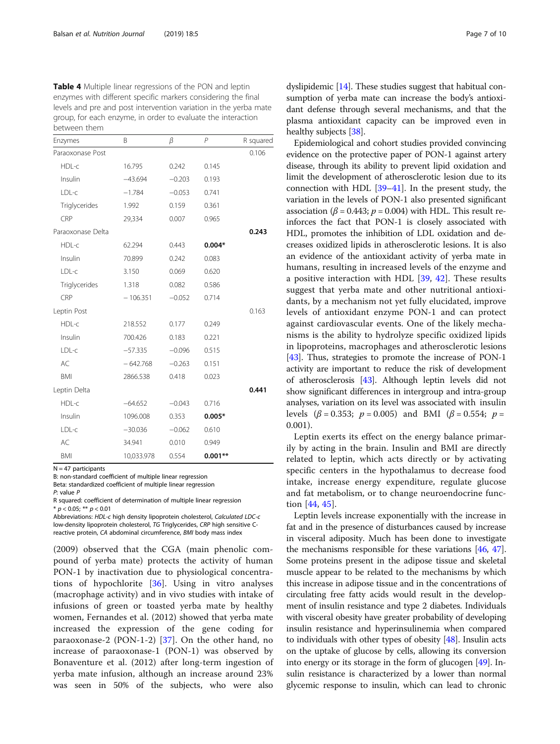**Table 4** Multiple linear regressions of the PON and leptin enzymes with different specific markers considering the final levels and pre and post intervention variation in the yerba mate group, for each enzyme, in order to evaluate the interaction between them

| Enzymes | B | β | P | R squared |
|---|---|---|---|---|
| Paraoxonase Post | | | | 0.106 |
| HDL-c | 16.795 | 0.242 | 0.145 | |
| Insulin | −43.694 | −0.203 | 0.193 | |
| LDL-c | −1.784 | −0.053 | 0.741 | |
| Triglycerides | 1.992 | 0.159 | 0.361 | |
| CRP | 29,334 | 0.007 | 0.965 | |
| Paraoxonase Delta | | | | **0.243** |
| HDL-c | 62.294 | 0.443 | **0.004*** | |
| Insulin | 70.899 | 0.242 | 0.083 | |
| LDL-c | 3.150 | 0.069 | 0.620 | |
| Triglycerides | 1.318 | 0.082 | 0.586 | |
| CRP | − 106.351 | −0.052 | 0.714 | |
| Leptin Post | | | | 0.163 |
| HDL-c | 218.552 | 0.177 | 0.249 | |
| Insulin | 700.426 | 0.183 | 0.221 | |
| LDL-c | −57.335 | −0.096 | 0.515 | |
| AC | − 642.768 | −0.263 | 0.151 | |
| BMI | 2866.538 | 0.418 | 0.023 | |
| Leptin Delta | | | | **0.441** |
| HDL-c | −64.652 | −0.043 | 0.716 | |
| Insulin | 1096.008 | 0.353 | **0.005*** | |
| LDL-c | −30.036 | −0.062 | 0.610 | |
| AC | 34.941 | 0.010 | 0.949 | |
| BMI | 10,033.978 | 0.554 | **0.001**** | |

N = 47 participants
B: non-standard coefficient of multiple linear regression
Beta: standardized coefficient of multiple linear regression
*P*: value *P*
R squared: coefficient of determination of multiple linear regression
* $p < 0.05$; ** $p < 0.01$
Abbreviations: *HDL-c* high density lipoprotein cholesterol, *Calculated LDC-c* low-density lipoprotein cholesterol, *TG* Triglycerides, *CRP* high sensitive C-reactive protein, *CA* abdominal circumference, *BMI* body mass index

(2009) observed that the CGA (main phenolic compound of yerba mate) protects the activity of human PON-1 by inactivation due to physiological concentrations of hypochlorite [36]. Using in vitro analyses (macrophage activity) and in vivo studies with intake of infusions of green or toasted yerba mate by healthy women, Fernandes et al. (2012) showed that yerba mate increased the expression of the gene coding for paraoxonase-2 (PON-1-2) [37]. On the other hand, no increase of paraoxonase-1 (PON-1) was observed by Bonaventure et al. (2012) after long-term ingestion of yerba mate infusion, although an increase around 23% was seen in 50% of the subjects, who were also dyslipidemic [14]. These studies suggest that habitual consumption of yerba mate can increase the body's antioxidant defense through several mechanisms, and that the plasma antioxidant capacity can be improved even in healthy subjects [38].

Epidemiological and cohort studies provided convincing evidence on the protective paper of PON-1 against artery disease, through its ability to prevent lipid oxidation and limit the development of atherosclerotic lesion due to its connection with HDL [39–41]. In the present study, the variation in the levels of PON-1 also presented significant association ($\beta = 0.443$; $p = 0.004$) with HDL. This result reinforces the fact that PON-1 is closely associated with HDL, promotes the inhibition of LDL oxidation and decreases oxidized lipids in atherosclerotic lesions. It is also an evidence of the antioxidant activity of yerba mate in humans, resulting in increased levels of the enzyme and a positive interaction with HDL [39, 42]. These results suggest that yerba mate and other nutritional antioxidants, by a mechanism not yet fully elucidated, improve levels of antioxidant enzyme PON-1 and can protect against cardiovascular events. One of the likely mechanisms is the ability to hydrolyze specific oxidized lipids in lipoproteins, macrophages and atherosclerotic lesions [43]. Thus, strategies to promote the increase of PON-1 activity are important to reduce the risk of development of atherosclerosis [43]. Although leptin levels did not show significant differences in intergroup and intra-group analyses, variation on its level was associated with insulin levels ($\beta = 0.353$; $p = 0.005$) and BMI ($\beta = 0.554$; $p = 0.001$).

Leptin exerts its effect on the energy balance primarily by acting in the brain. Insulin and BMI are directly related to leptin, which acts directly or by activating specific centers in the hypothalamus to decrease food intake, increase energy expenditure, regulate glucose and fat metabolism, or to change neuroendocrine function [44, 45].

Leptin levels increase exponentially with the increase in fat and in the presence of disturbances caused by increase in visceral adiposity. Much has been done to investigate the mechanisms responsible for these variations [46, 47]. Some proteins present in the adipose tissue and skeletal muscle appear to be related to the mechanisms by which this increase in adipose tissue and in the concentrations of circulating free fatty acids would result in the development of insulin resistance and type 2 diabetes. Individuals with visceral obesity have greater probability of developing insulin resistance and hyperinsulinemia when compared to individuals with other types of obesity [48]. Insulin acts on the uptake of glucose by cells, allowing its conversion into energy or its storage in the form of glucogen [49]. Insulin resistance is characterized by a lower than normal glycemic response to insulin, which can lead to chronic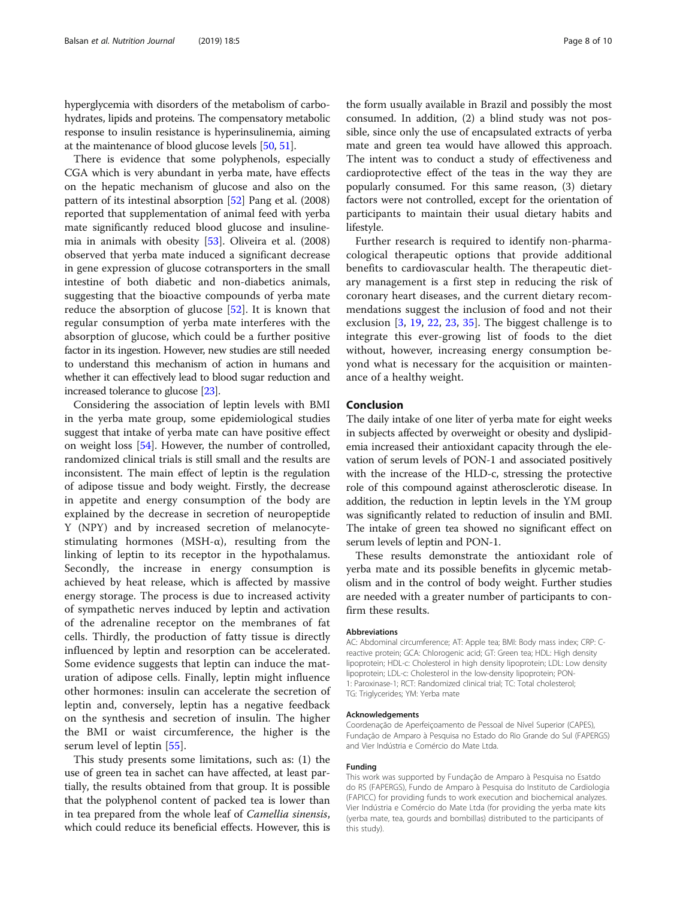hyperglycemia with disorders of the metabolism of carbohydrates, lipids and proteins. The compensatory metabolic response to insulin resistance is hyperinsulinemia, aiming at the maintenance of blood glucose levels [50, 51].

There is evidence that some polyphenols, especially CGA which is very abundant in yerba mate, have effects on the hepatic mechanism of glucose and also on the pattern of its intestinal absorption [52] Pang et al. (2008) reported that supplementation of animal feed with yerba mate significantly reduced blood glucose and insulinemia in animals with obesity [53]. Oliveira et al. (2008) observed that yerba mate induced a significant decrease in gene expression of glucose cotransporters in the small intestine of both diabetic and non-diabetics animals, suggesting that the bioactive compounds of yerba mate reduce the absorption of glucose [52]. It is known that regular consumption of yerba mate interferes with the absorption of glucose, which could be a further positive factor in its ingestion. However, new studies are still needed to understand this mechanism of action in humans and whether it can effectively lead to blood sugar reduction and increased tolerance to glucose [23].

Considering the association of leptin levels with BMI in the yerba mate group, some epidemiological studies suggest that intake of yerba mate can have positive effect on weight loss [54]. However, the number of controlled, randomized clinical trials is still small and the results are inconsistent. The main effect of leptin is the regulation of adipose tissue and body weight. Firstly, the decrease in appetite and energy consumption of the body are explained by the decrease in secretion of neuropeptide Y (NPY) and by increased secretion of melanocyte-stimulating hormones (MSH-α), resulting from the linking of leptin to its receptor in the hypothalamus. Secondly, the increase in energy consumption is achieved by heat release, which is affected by massive energy storage. The process is due to increased activity of sympathetic nerves induced by leptin and activation of the adrenaline receptor on the membranes of fat cells. Thirdly, the production of fatty tissue is directly influenced by leptin and resorption can be accelerated. Some evidence suggests that leptin can induce the maturation of adipose cells. Finally, leptin might influence other hormones: insulin can accelerate the secretion of leptin and, conversely, leptin has a negative feedback on the synthesis and secretion of insulin. The higher the BMI or waist circumference, the higher is the serum level of leptin [55].

This study presents some limitations, such as: (1) the use of green tea in sachet can have affected, at least partially, the results obtained from that group. It is possible that the polyphenol content of packed tea is lower than in tea prepared from the whole leaf of *Camellia sinensis*, which could reduce its beneficial effects. However, this is the form usually available in Brazil and possibly the most consumed. In addition, (2) a blind study was not possible, since only the use of encapsulated extracts of yerba mate and green tea would have allowed this approach. The intent was to conduct a study of effectiveness and cardioprotective effect of the teas in the way they are popularly consumed. For this same reason, (3) dietary factors were not controlled, except for the orientation of participants to maintain their usual dietary habits and lifestyle.

Further research is required to identify non-pharmacological therapeutic options that provide additional benefits to cardiovascular health. The therapeutic dietary management is a first step in reducing the risk of coronary heart diseases, and the current dietary recommendations suggest the inclusion of food and not their exclusion [3, 19, 22, 23, 35]. The biggest challenge is to integrate this ever-growing list of foods to the diet without, however, increasing energy consumption beyond what is necessary for the acquisition or maintenance of a healthy weight.

## Conclusion

The daily intake of one liter of yerba mate for eight weeks in subjects affected by overweight or obesity and dyslipidemia increased their antioxidant capacity through the elevation of serum levels of PON-1 and associated positively with the increase of the HLD-c, stressing the protective role of this compound against atherosclerotic disease. In addition, the reduction in leptin levels in the YM group was significantly related to reduction of insulin and BMI. The intake of green tea showed no significant effect on serum levels of leptin and PON-1.

These results demonstrate the antioxidant role of yerba mate and its possible benefits in glycemic metabolism and in the control of body weight. Further studies are needed with a greater number of participants to confirm these results.

#### Abbreviations

AC: Abdominal circumference; AT: Apple tea; BMI: Body mass index; CRP: C-reactive protein; GCA: Chlorogenic acid; GT: Green tea; HDL: High density lipoprotein; HDL-c: Cholesterol in high density lipoprotein; LDL: Low density lipoprotein; LDL-c: Cholesterol in the low-density lipoprotein; PON-1: Paroxinase-1; RCT: Randomized clinical trial; TC: Total cholesterol; TG: Triglycerides; YM: Yerba mate

#### Acknowledgements

Coordenação de Aperfeiçoamento de Pessoal de Nível Superior (CAPES), Fundação de Amparo à Pesquisa no Estado do Rio Grande do Sul (FAPERGS) and Vier Indústria e Comércio do Mate Ltda.

#### Funding

This work was supported by Fundação de Amparo à Pesquisa no Esatdo do RS (FAPERGS), Fundo de Amparo à Pesquisa do Instituto de Cardiologia (FAPICC) for providing funds to work execution and biochemical analyzes. Vier Indústria e Comércio do Mate Ltda (for providing the yerba mate kits (yerba mate, tea, gourds and bombillas) distributed to the participants of this study).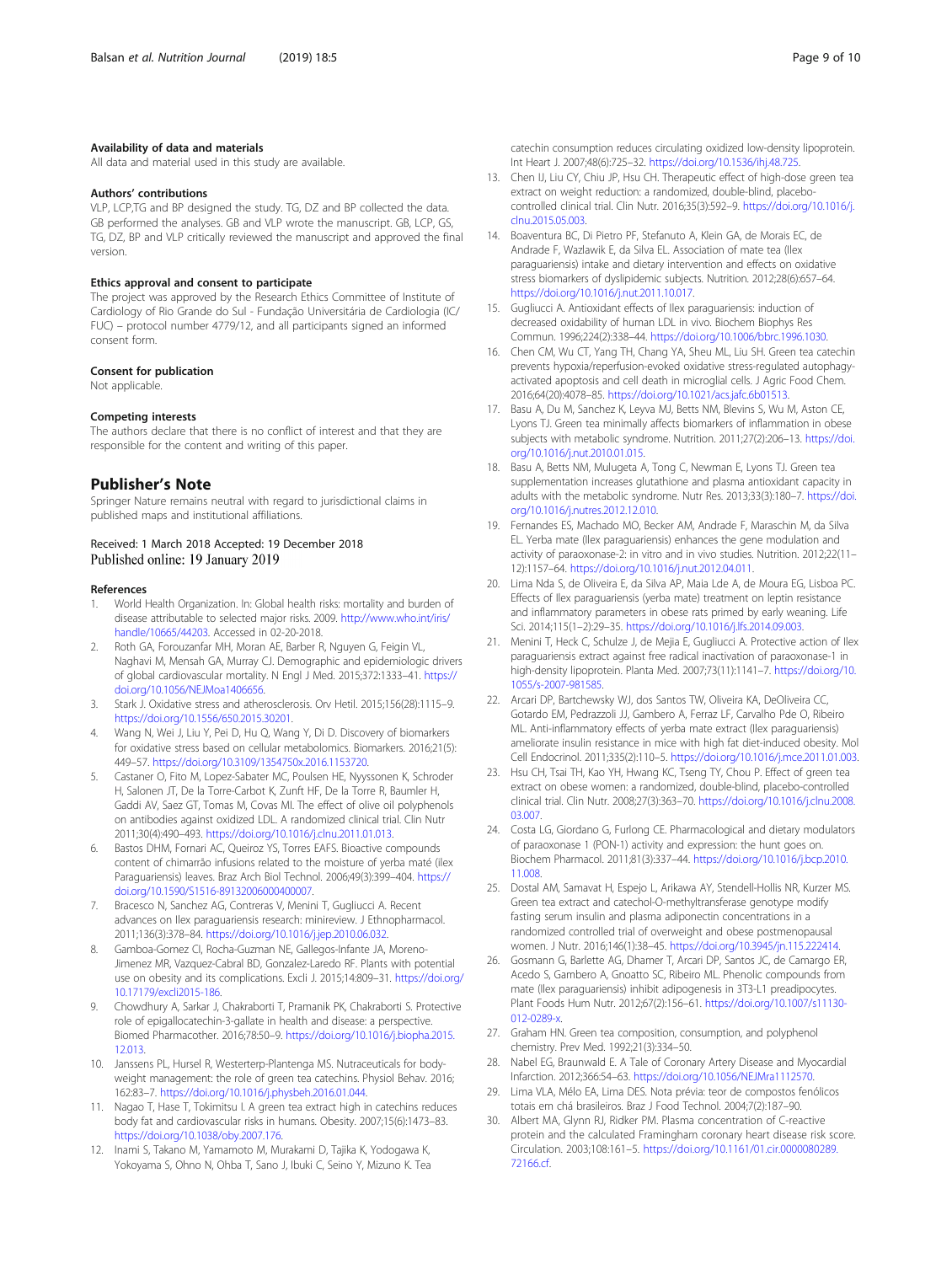#### Availability of data and materials

All data and material used in this study are available.

#### Authors' contributions

VLP, LCP,TG and BP designed the study. TG, DZ and BP collected the data. GB performed the analyses. GB and VLP wrote the manuscript. GB, LCP, GS, TG, DZ, BP and VLP critically reviewed the manuscript and approved the final version.

#### Ethics approval and consent to participate

The project was approved by the Research Ethics Committee of Institute of Cardiology of Rio Grande do Sul - Fundação Universitária de Cardiologia (IC/FUC) – protocol number 4779/12, and all participants signed an informed consent form.

#### Consent for publication

Not applicable.

#### Competing interests

The authors declare that there is no conflict of interest and that they are responsible for the content and writing of this paper.

## Publisher's Note

Springer Nature remains neutral with regard to jurisdictional claims in published maps and institutional affiliations.

Received: 1 March 2018 Accepted: 19 December 2018
Published online: 19 January 2019

#### References

1. World Health Organization. In: Global health risks: mortality and burden of disease attributable to selected major risks. 2009. http://www.who.int/iris/handle/10665/44203. Accessed in 02-20-2018.
2. Roth GA, Forouzanfar MH, Moran AE, Barber R, Nguyen G, Feigin VL, Naghavi M, Mensah GA, Murray CJ. Demographic and epidemiologic drivers of global cardiovascular mortality. N Engl J Med. 2015;372:1333–41. https://doi.org/10.1056/NEJMoa1406656.
3. Stark J. Oxidative stress and atherosclerosis. Orv Hetil. 2015;156(28):1115–9. https://doi.org/10.1556/650.2015.30201.
4. Wang N, Wei J, Liu Y, Pei D, Hu Q, Wang Y, Di D. Discovery of biomarkers for oxidative stress based on cellular metabolomics. Biomarkers. 2016;21(5):449–57. https://doi.org/10.3109/1354750x.2016.1153720.
5. Castaner O, Fito M, Lopez-Sabater MC, Poulsen HE, Nyyssonen K, Schroder H, Salonen JT, De la Torre-Carbot K, Zunft HF, De la Torre R, Baumler H, Gaddi AV, Saez GT, Tomas M, Covas MI. The effect of olive oil polyphenols on antibodies against oxidized LDL. A randomized clinical trial. Clin Nutr 2011;30(4):490–493. https://doi.org/10.1016/j.clnu.2011.01.013.
6. Bastos DHM, Fornari AC, Queiroz YS, Torres EAFS. Bioactive compounds content of chimarrão infusions related to the moisture of yerba maté (ilex Paraguariensis) leaves. Braz Arch Biol Technol. 2006;49(3):399–404. https://doi.org/10.1590/S1516-89132006000400007.
7. Bracesco N, Sanchez AG, Contreras V, Menini T, Gugliucci A. Recent advances on Ilex paraguariensis research: minireview. J Ethnopharmacol. 2011;136(3):378–84. https://doi.org/10.1016/j.jep.2010.06.032.
8. Gamboa-Gomez CI, Rocha-Guzman NE, Gallegos-Infante JA, Moreno-Jimenez MR, Vazquez-Cabral BD, Gonzalez-Laredo RF. Plants with potential use on obesity and its complications. Excli J. 2015;14:809–31. https://doi.org/10.17179/excli2015-186.
9. Chowdhury A, Sarkar J, Chakraborti T, Pramanik PK, Chakraborti S. Protective role of epigallocatechin-3-gallate in health and disease: a perspective. Biomed Pharmacother. 2016;78:50–9. https://doi.org/10.1016/j.biopha.2015.12.013.
10. Janssens PL, Hursel R, Westerterp-Plantenga MS. Nutraceuticals for body-weight management: the role of green tea catechins. Physiol Behav. 2016;162:83–7. https://doi.org/10.1016/j.physbeh.2016.01.044.
11. Nagao T, Hase T, Tokimitsu I. A green tea extract high in catechins reduces body fat and cardiovascular risks in humans. Obesity. 2007;15(6):1473–83. https://doi.org/10.1038/oby.2007.176.
12. Inami S, Takano M, Yamamoto M, Murakami D, Tajika K, Yodogawa K, Yokoyama S, Ohno N, Ohba T, Sano J, Ibuki C, Seino Y, Mizuno K. Tea catechin consumption reduces circulating oxidized low-density lipoprotein. Int Heart J. 2007;48(6):725–32. https://doi.org/10.1536/ihj.48.725.
13. Chen IJ, Liu CY, Chiu JP, Hsu CH. Therapeutic effect of high-dose green tea extract on weight reduction: a randomized, double-blind, placebo-controlled clinical trial. Clin Nutr. 2016;35(3):592–9. https://doi.org/10.1016/j.clnu.2015.05.003.
14. Boaventura BC, Di Pietro PF, Stefanuto A, Klein GA, de Morais EC, de Andrade F, Wazlawik E, da Silva EL. Association of mate tea (Ilex paraguariensis) intake and dietary intervention and effects on oxidative stress biomarkers of dyslipidemic subjects. Nutrition. 2012;28(6):657–64. https://doi.org/10.1016/j.nut.2011.10.017.
15. Gugliucci A. Antioxidant effects of Ilex paraguariensis: induction of decreased oxidability of human LDL in vivo. Biochem Biophys Res Commun. 1996;224(2):338–44. https://doi.org/10.1006/bbrc.1996.1030.
16. Chen CM, Wu CT, Yang TH, Chang YA, Sheu ML, Liu SH. Green tea catechin prevents hypoxia/reperfusion-evoked oxidative stress-regulated autophagy-activated apoptosis and cell death in microglial cells. J Agric Food Chem. 2016;64(20):4078–85. https://doi.org/10.1021/acs.jafc.6b01513.
17. Basu A, Du M, Sanchez K, Leyva MJ, Betts NM, Blevins S, Wu M, Aston CE, Lyons TJ. Green tea minimally affects biomarkers of inflammation in obese subjects with metabolic syndrome. Nutrition. 2011;27(2):206–13. https://doi.org/10.1016/j.nut.2010.01.015.
18. Basu A, Betts NM, Mulugeta A, Tong C, Newman E, Lyons TJ. Green tea supplementation increases glutathione and plasma antioxidant capacity in adults with the metabolic syndrome. Nutr Res. 2013;33(3):180–7. https://doi.org/10.1016/j.nutres.2012.12.010.
19. Fernandes ES, Machado MO, Becker AM, Andrade F, Maraschin M, da Silva EL. Yerba mate (Ilex paraguariensis) enhances the gene modulation and activity of paraoxonase-2: in vitro and in vivo studies. Nutrition. 2012;22(11–12):1157–64. https://doi.org/10.1016/j.nut.2012.04.011.
20. Lima Nda S, de Oliveira E, da Silva AP, Maia Lde A, de Moura EG, Lisboa PC. Effects of Ilex paraguariensis (yerba mate) treatment on leptin resistance and inflammatory parameters in obese rats primed by early weaning. Life Sci. 2014;115(1–2):29–35. https://doi.org/10.1016/j.lfs.2014.09.003.
21. Menini T, Heck C, Schulze J, de Mejia E, Gugliucci A. Protective action of Ilex paraguariensis extract against free radical inactivation of paraoxonase-1 in high-density lipoprotein. Planta Med. 2007;73(11):1141–7. https://doi.org/10.1055/s-2007-981585.
22. Arcari DP, Bartchewsky WJ, dos Santos TW, Oliveira KA, DeOliveira CC, Gotardo EM, Pedrazzoli JJ, Gambero A, Ferraz LF, Carvalho Pde O, Ribeiro ML. Anti-inflammatory effects of yerba mate extract (Ilex paraguariensis) ameliorate insulin resistance in mice with high fat diet-induced obesity. Mol Cell Endocrinol. 2011;335(2):110–5. https://doi.org/10.1016/j.mce.2011.01.003.
23. Hsu CH, Tsai TH, Kao YH, Hwang KC, Tseng TY, Chou P. Effect of green tea extract on obese women: a randomized, double-blind, placebo-controlled clinical trial. Clin Nutr. 2008;27(3):363–70. https://doi.org/10.1016/j.clnu.2008.03.007.
24. Costa LG, Giordano G, Furlong CE. Pharmacological and dietary modulators of paraoxonase 1 (PON-1) activity and expression: the hunt goes on. Biochem Pharmacol. 2011;81(3):337–44. https://doi.org/10.1016/j.bcp.2010.11.008.
25. Dostal AM, Samavat H, Espejo L, Arikawa AY, Stendell-Hollis NR, Kurzer MS. Green tea extract and catechol-O-methyltransferase genotype modify fasting serum insulin and plasma adiponectin concentrations in a randomized controlled trial of overweight and obese postmenopausal women. J Nutr. 2016;146(1):38–45. https://doi.org/10.3945/jn.115.222414.
26. Gosmann G, Barlette AG, Dhamer T, Arcari DP, Santos JC, de Camargo ER, Acedo S, Gambero A, Gnoatto SC, Ribeiro ML. Phenolic compounds from mate (Ilex paraguariensis) inhibit adipogenesis in 3T3-L1 preadipocytes. Plant Foods Hum Nutr. 2012;67(2):156–61. https://doi.org/10.1007/s11130-012-0289-x.
27. Graham HN. Green tea composition, consumption, and polyphenol chemistry. Prev Med. 1992;21(3):334–50.
28. Nabel EG, Braunwald E. A Tale of Coronary Artery Disease and Myocardial Infarction. 2012;366:54–63. https://doi.org/10.1056/NEJMra1112570.
29. Lima VLA, Mélo EA, Lima DES. Nota prévia: teor de compostos fenólicos totais em chá brasileiros. Braz J Food Technol. 2004;7(2):187–90.
30. Albert MA, Glynn RJ, Ridker PM. Plasma concentration of C-reactive protein and the calculated Framingham coronary heart disease risk score. Circulation. 2003;108:161–5. https://doi.org/10.1161/01.cir.0000080289.72166.cf.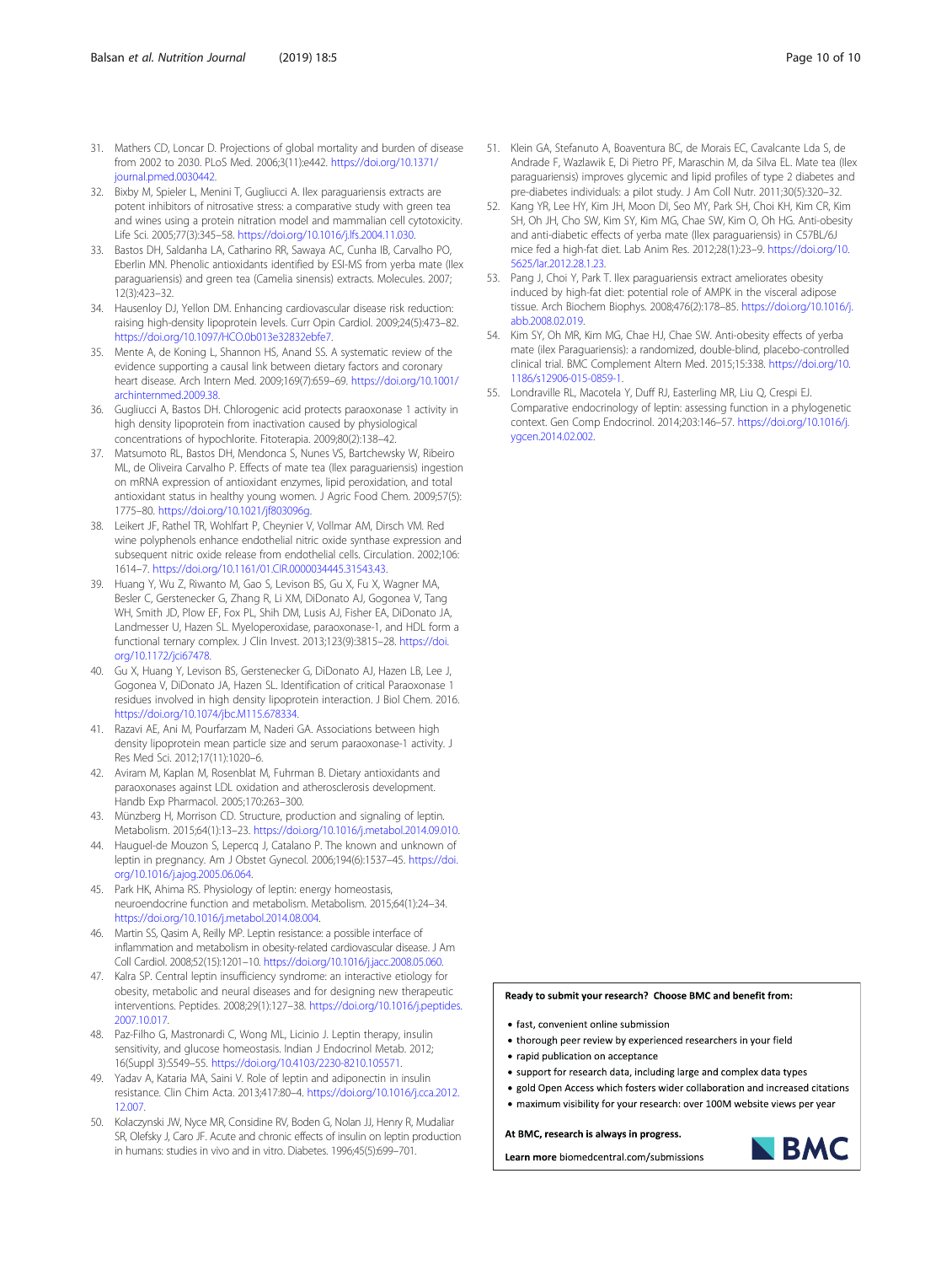31. Mathers CD, Loncar D. Projections of global mortality and burden of disease from 2002 to 2030. PLoS Med. 2006;3(11):e442. https://doi.org/10.1371/journal.pmed.0030442.
32. Bixby M, Spieler L, Menini T, Gugliucci A. Ilex paraguariensis extracts are potent inhibitors of nitrosative stress: a comparative study with green tea and wines using a protein nitration model and mammalian cell cytotoxicity. Life Sci. 2005;77(3):345–58. https://doi.org/10.1016/j.lfs.2004.11.030.
33. Bastos DH, Saldanha LA, Catharino RR, Sawaya AC, Cunha IB, Carvalho PO, Eberlin MN. Phenolic antioxidants identified by ESI-MS from yerba mate (Ilex paraguariensis) and green tea (Camelia sinensis) extracts. Molecules. 2007;12(3):423–32.
34. Hausenloy DJ, Yellon DM. Enhancing cardiovascular disease risk reduction: raising high-density lipoprotein levels. Curr Opin Cardiol. 2009;24(5):473–82. https://doi.org/10.1097/HCO.0b013e32832ebfe7.
35. Mente A, de Koning L, Shannon HS, Anand SS. A systematic review of the evidence supporting a causal link between dietary factors and coronary heart disease. Arch Intern Med. 2009;169(7):659–69. https://doi.org/10.1001/archinternmed.2009.38.
36. Gugliucci A, Bastos DH. Chlorogenic acid protects paraoxonase 1 activity in high density lipoprotein from inactivation caused by physiological concentrations of hypochlorite. Fitoterapia. 2009;80(2):138–42.
37. Matsumoto RL, Bastos DH, Mendonca S, Nunes VS, Bartchewsky W, Ribeiro ML, de Oliveira Carvalho P. Effects of mate tea (Ilex paraguariensis) ingestion on mRNA expression of antioxidant enzymes, lipid peroxidation, and total antioxidant status in healthy young women. J Agric Food Chem. 2009;57(5):1775–80. https://doi.org/10.1021/jf803096g.
38. Leikert JF, Rathel TR, Wohlfart P, Cheynier V, Vollmar AM, Dirsch VM. Red wine polyphenols enhance endothelial nitric oxide synthase expression and subsequent nitric oxide release from endothelial cells. Circulation. 2002;106:1614–7. https://doi.org/10.1161/01.CIR.0000034445.31543.43.
39. Huang Y, Wu Z, Riwanto M, Gao S, Levison BS, Gu X, Fu X, Wagner MA, Besler C, Gerstenecker G, Zhang R, Li XM, DiDonato AJ, Gogonea V, Tang WH, Smith JD, Plow EF, Fox PL, Shih DM, Lusis AJ, Fisher EA, DiDonato JA, Landmesser U, Hazen SL. Myeloperoxidase, paraoxonase-1, and HDL form a functional ternary complex. J Clin Invest. 2013;123(9):3815–28. https://doi.org/10.1172/jci67478.
40. Gu X, Huang Y, Levison BS, Gerstenecker G, DiDonato AJ, Hazen LB, Lee J, Gogonea V, DiDonato JA, Hazen SL. Identification of critical Paraoxonase 1 residues involved in high density lipoprotein interaction. J Biol Chem. 2016. https://doi.org/10.1074/jbc.M115.678334.
41. Razavi AE, Ani M, Pourfarzam M, Naderi GA. Associations between high density lipoprotein mean particle size and serum paraoxonase-1 activity. J Res Med Sci. 2012;17(11):1020–6.
42. Aviram M, Kaplan M, Rosenblat M, Fuhrman B. Dietary antioxidants and paraoxonases against LDL oxidation and atherosclerosis development. Handb Exp Pharmacol. 2005;170:263–300.
43. Münzberg H, Morrison CD. Structure, production and signaling of leptin. Metabolism. 2015;64(1):13–23. https://doi.org/10.1016/j.metabol.2014.09.010.
44. Hauguel-de Mouzon S, Lepercq J, Catalano P. The known and unknown of leptin in pregnancy. Am J Obstet Gynecol. 2006;194(6):1537–45. https://doi.org/10.1016/j.ajog.2005.06.064.
45. Park HK, Ahima RS. Physiology of leptin: energy homeostasis, neuroendocrine function and metabolism. Metabolism. 2015;64(1):24–34. https://doi.org/10.1016/j.metabol.2014.08.004.
46. Martin SS, Qasim A, Reilly MP. Leptin resistance: a possible interface of inflammation and metabolism in obesity-related cardiovascular disease. J Am Coll Cardiol. 2008;52(15):1201–10. https://doi.org/10.1016/j.jacc.2008.05.060.
47. Kalra SP. Central leptin insufficiency syndrome: an interactive etiology for obesity, metabolic and neural diseases and for designing new therapeutic interventions. Peptides. 2008;29(1):127–38. https://doi.org/10.1016/j.peptides.2007.10.017.
48. Paz-Filho G, Mastronardi C, Wong ML, Licinio J. Leptin therapy, insulin sensitivity, and glucose homeostasis. Indian J Endocrinol Metab. 2012;16(Suppl 3):S549–55. https://doi.org/10.4103/2230-8210.105571.
49. Yadav A, Kataria MA, Saini V. Role of leptin and adiponectin in insulin resistance. Clin Chim Acta. 2013;417:80–4. https://doi.org/10.1016/j.cca.2012.12.007.
50. Kolaczynski JW, Nyce MR, Considine RV, Boden G, Nolan JJ, Henry R, Mudaliar SR, Olefsky J, Caro JF. Acute and chronic effects of insulin on leptin production in humans: studies in vivo and in vitro. Diabetes. 1996;45(5):699–701.
51. Klein GA, Stefanuto A, Boaventura BC, de Morais EC, Cavalcante Lda S, de Andrade F, Wazlawik E, Di Pietro PF, Maraschin M, da Silva EL. Mate tea (Ilex paraguariensis) improves glycemic and lipid profiles of type 2 diabetes and pre-diabetes individuals: a pilot study. J Am Coll Nutr. 2011;30(5):320–32.
52. Kang YR, Lee HY, Kim JH, Moon DI, Seo MY, Park SH, Choi KH, Kim CR, Kim SH, Oh JH, Cho SW, Kim SY, Kim MG, Chae SW, Kim O, Oh HG. Anti-obesity and anti-diabetic effects of yerba mate (Ilex paraguariensis) in C57BL/6J mice fed a high-fat diet. Lab Anim Res. 2012;28(1):23–9. https://doi.org/10.5625/lar.2012.28.1.23.
53. Pang J, Choi Y, Park T. Ilex paraguariensis extract ameliorates obesity induced by high-fat diet: potential role of AMPK in the visceral adipose tissue. Arch Biochem Biophys. 2008;476(2):178–85. https://doi.org/10.1016/j.abb.2008.02.019.
54. Kim SY, Oh MR, Kim MG, Chae HJ, Chae SW. Anti-obesity effects of yerba mate (Ilex Paraguariensis): a randomized, double-blind, placebo-controlled clinical trial. BMC Complement Altern Med. 2015;15:338. https://doi.org/10.1186/s12906-015-0859-1.
55. Londraville RL, Macotela Y, Duff RJ, Easterling MR, Liu Q, Crespi EJ. Comparative endocrinology of leptin: assessing function in a phylogenetic context. Gen Comp Endocrinol. 2014;203:146–57. https://doi.org/10.1016/j.ygcen.2014.02.002.

**Ready to submit your research? Choose BMC and benefit from:**

- fast, convenient online submission
- thorough peer review by experienced researchers in your field
- rapid publication on acceptance
- support for research data, including large and complex data types
- gold Open Access which fosters wider collaboration and increased citations
- maximum visibility for your research: over 100M website views per year

**At BMC, research is always in progress.**

**Learn more** biomedcentral.com/submissions

BMC